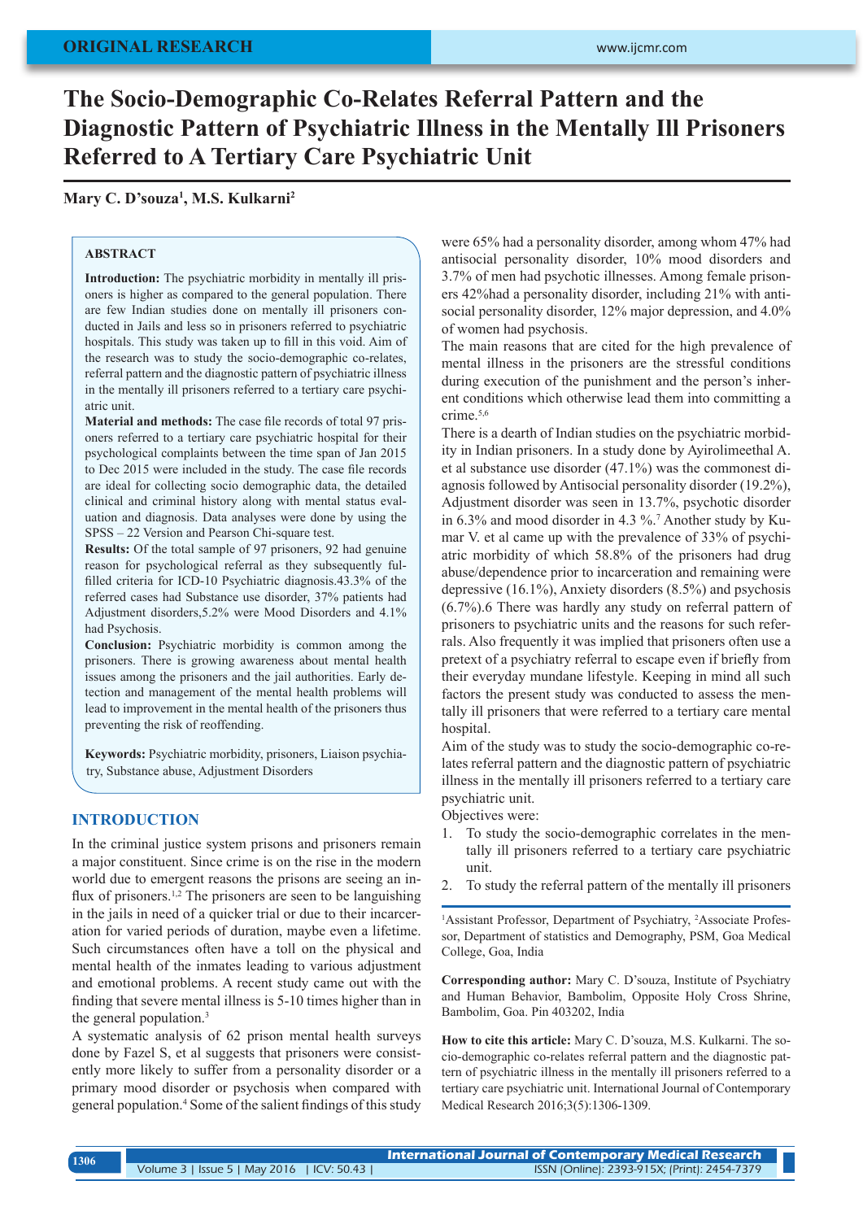ORIGINAL RESEARCH

# The Socio-Demographic Co-Relates Referral Pattern and the Diagnostic Pattern of Psychiatric Illness in the Mentally Ill Prisoners Referred to A Tertiary Care Psychiatric Unit

**Mary C. D'souza[1], M.S. Kulkarni[2]**

## ABSTRACT

**Introduction:** The psychiatric morbidity in mentally ill prisoners is higher as compared to the general population. There are few Indian studies done on mentally ill prisoners conducted in Jails and less so in prisoners referred to psychiatric hospitals. This study was taken up to fill in this void. Aim of the research was to study the socio-demographic co-relates, referral pattern and the diagnostic pattern of psychiatric illness in the mentally ill prisoners referred to a tertiary care psychiatric unit.

**Material and methods:** The case file records of total 97 prisoners referred to a tertiary care psychiatric hospital for their psychological complaints between the time span of Jan 2015 to Dec 2015 were included in the study. The case file records are ideal for collecting socio demographic data, the detailed clinical and criminal history along with mental status evaluation and diagnosis. Data analyses were done by using the SPSS – 22 Version and Pearson Chi-square test.

**Results:** Of the total sample of 97 prisoners, 92 had genuine reason for psychological referral as they subsequently fulfilled criteria for ICD-10 Psychiatric diagnosis.43.3% of the referred cases had Substance use disorder, 37% patients had Adjustment disorders,5.2% were Mood Disorders and 4.1% had Psychosis.

**Conclusion:** Psychiatric morbidity is common among the prisoners. There is growing awareness about mental health issues among the prisoners and the jail authorities. Early detection and management of the mental health problems will lead to improvement in the mental health of the prisoners thus preventing the risk of reoffending.

**Keywords:** Psychiatric morbidity, prisoners, Liaison psychiatry, Substance abuse, Adjustment Disorders

## INTRODUCTION

In the criminal justice system prisons and prisoners remain a major constituent. Since crime is on the rise in the modern world due to emergent reasons the prisons are seeing an influx of prisoners.[1,2] The prisoners are seen to be languishing in the jails in need of a quicker trial or due to their incarceration for varied periods of duration, maybe even a lifetime. Such circumstances often have a toll on the physical and mental health of the inmates leading to various adjustment and emotional problems. A recent study came out with the finding that severe mental illness is 5-10 times higher than in the general population.[3]

A systematic analysis of 62 prison mental health surveys done by Fazel S, et al suggests that prisoners were consistently more likely to suffer from a personality disorder or a primary mood disorder or psychosis when compared with general population.[4] Some of the salient findings of this study were 65% had a personality disorder, among whom 47% had antisocial personality disorder, 10% mood disorders and 3.7% of men had psychotic illnesses. Among female prisoners 42%had a personality disorder, including 21% with antisocial personality disorder, 12% major depression, and 4.0% of women had psychosis.

The main reasons that are cited for the high prevalence of mental illness in the prisoners are the stressful conditions during execution of the punishment and the person's inherent conditions which otherwise lead them into committing a crime.[5,6]

There is a dearth of Indian studies on the psychiatric morbidity in Indian prisoners. In a study done by Ayirolimeethal A. et al substance use disorder (47.1%) was the commonest diagnosis followed by Antisocial personality disorder (19.2%), Adjustment disorder was seen in 13.7%, psychotic disorder in 6.3% and mood disorder in 4.3 %.[7] Another study by Kumar V. et al came up with the prevalence of 33% of psychiatric morbidity of which 58.8% of the prisoners had drug abuse/dependence prior to incarceration and remaining were depressive (16.1%), Anxiety disorders (8.5%) and psychosis (6.7%).6 There was hardly any study on referral pattern of prisoners to psychiatric units and the reasons for such referrals. Also frequently it was implied that prisoners often use a pretext of a psychiatry referral to escape even if briefly from their everyday mundane lifestyle. Keeping in mind all such factors the present study was conducted to assess the mentally ill prisoners that were referred to a tertiary care mental hospital.

Aim of the study was to study the socio-demographic co-relates referral pattern and the diagnostic pattern of psychiatric illness in the mentally ill prisoners referred to a tertiary care psychiatric unit.

Objectives were:

1. To study the socio-demographic correlates in the mentally ill prisoners referred to a tertiary care psychiatric unit.
2. To study the referral pattern of the mentally ill prisoners

[1]Assistant Professor, Department of Psychiatry, [2]Associate Professor, Department of statistics and Demography, PSM, Goa Medical College, Goa, India

**Corresponding author:** Mary C. D'souza, Institute of Psychiatry and Human Behavior, Bambolim, Opposite Holy Cross Shrine, Bambolim, Goa. Pin 403202, India

**How to cite this article:** Mary C. D'souza, M.S. Kulkarni. The socio-demographic co-relates referral pattern and the diagnostic pattern of psychiatric illness in the mentally ill prisoners referred to a tertiary care psychiatric unit. International Journal of Contemporary Medical Research 2016;3(5):1306-1309.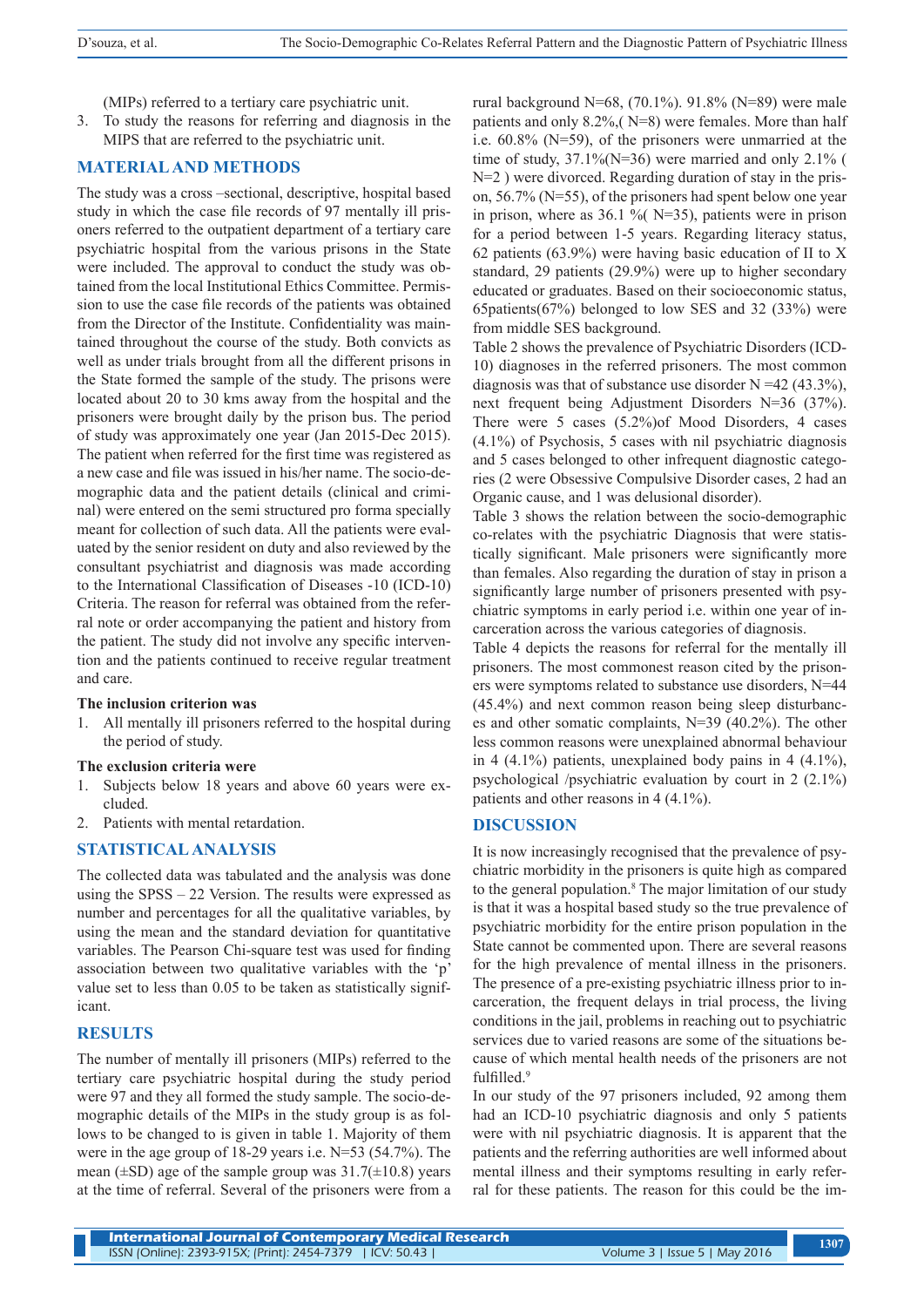(MIPs) referred to a tertiary care psychiatric unit.

3. To study the reasons for referring and diagnosis in the MIPS that are referred to the psychiatric unit.

## MATERIAL AND METHODS

The study was a cross –sectional, descriptive, hospital based study in which the case file records of 97 mentally ill prisoners referred to the outpatient department of a tertiary care psychiatric hospital from the various prisons in the State were included. The approval to conduct the study was obtained from the local Institutional Ethics Committee. Permission to use the case file records of the patients was obtained from the Director of the Institute. Confidentiality was maintained throughout the course of the study. Both convicts as well as under trials brought from all the different prisons in the State formed the sample of the study. The prisons were located about 20 to 30 kms away from the hospital and the prisoners were brought daily by the prison bus. The period of study was approximately one year (Jan 2015-Dec 2015). The patient when referred for the first time was registered as a new case and file was issued in his/her name. The socio-demographic data and the patient details (clinical and criminal) were entered on the semi structured pro forma specially meant for collection of such data. All the patients were evaluated by the senior resident on duty and also reviewed by the consultant psychiatrist and diagnosis was made according to the International Classification of Diseases -10 (ICD-10) Criteria. The reason for referral was obtained from the referral note or order accompanying the patient and history from the patient. The study did not involve any specific intervention and the patients continued to receive regular treatment and care.

**The inclusion criterion was**

1. All mentally ill prisoners referred to the hospital during the period of study.

**The exclusion criteria were**

1. Subjects below 18 years and above 60 years were excluded.
2. Patients with mental retardation.

## STATISTICAL ANALYSIS

The collected data was tabulated and the analysis was done using the SPSS – 22 Version. The results were expressed as number and percentages for all the qualitative variables, by using the mean and the standard deviation for quantitative variables. The Pearson Chi-square test was used for finding association between two qualitative variables with the 'p' value set to less than 0.05 to be taken as statistically significant.

## RESULTS

The number of mentally ill prisoners (MIPs) referred to the tertiary care psychiatric hospital during the study period were 97 and they all formed the study sample. The socio-demographic details of the MIPs in the study group is as follows to be changed to is given in table 1. Majority of them were in the age group of 18-29 years i.e. N=53 (54.7%). The mean (±SD) age of the sample group was 31.7(±10.8) years at the time of referral. Several of the prisoners were from a rural background N=68, (70.1%). 91.8% (N=89) were male patients and only 8.2%,( N=8) were females. More than half i.e. 60.8% (N=59), of the prisoners were unmarried at the time of study, 37.1%(N=36) were married and only 2.1% ( N=2 ) were divorced. Regarding duration of stay in the prison, 56.7% (N=55), of the prisoners had spent below one year in prison, where as 36.1 %( N=35), patients were in prison for a period between 1-5 years. Regarding literacy status, 62 patients (63.9%) were having basic education of II to X standard, 29 patients (29.9%) were up to higher secondary educated or graduates. Based on their socioeconomic status, 65patients(67%) belonged to low SES and 32 (33%) were from middle SES background.

Table 2 shows the prevalence of Psychiatric Disorders (ICD-10) diagnoses in the referred prisoners. The most common diagnosis was that of substance use disorder N =42 (43.3%), next frequent being Adjustment Disorders N=36 (37%). There were 5 cases (5.2%)of Mood Disorders, 4 cases (4.1%) of Psychosis, 5 cases with nil psychiatric diagnosis and 5 cases belonged to other infrequent diagnostic categories (2 were Obsessive Compulsive Disorder cases, 2 had an Organic cause, and 1 was delusional disorder).

Table 3 shows the relation between the socio-demographic co-relates with the psychiatric Diagnosis that were statistically significant. Male prisoners were significantly more than females. Also regarding the duration of stay in prison a significantly large number of prisoners presented with psychiatric symptoms in early period i.e. within one year of incarceration across the various categories of diagnosis.

Table 4 depicts the reasons for referral for the mentally ill prisoners. The most commonest reason cited by the prisoners were symptoms related to substance use disorders, N=44 (45.4%) and next common reason being sleep disturbances and other somatic complaints, N=39 (40.2%). The other less common reasons were unexplained abnormal behaviour in 4 (4.1%) patients, unexplained body pains in 4 (4.1%), psychological /psychiatric evaluation by court in 2 (2.1%) patients and other reasons in 4 (4.1%).

## DISCUSSION

It is now increasingly recognised that the prevalence of psychiatric morbidity in the prisoners is quite high as compared to the general population.[8] The major limitation of our study is that it was a hospital based study so the true prevalence of psychiatric morbidity for the entire prison population in the State cannot be commented upon. There are several reasons for the high prevalence of mental illness in the prisoners. The presence of a pre-existing psychiatric illness prior to incarceration, the frequent delays in trial process, the living conditions in the jail, problems in reaching out to psychiatric services due to varied reasons are some of the situations because of which mental health needs of the prisoners are not fulfilled.[9]

In our study of the 97 prisoners included, 92 among them had an ICD-10 psychiatric diagnosis and only 5 patients were with nil psychiatric diagnosis. It is apparent that the patients and the referring authorities are well informed about mental illness and their symptoms resulting in early referral for these patients. The reason for this could be the im-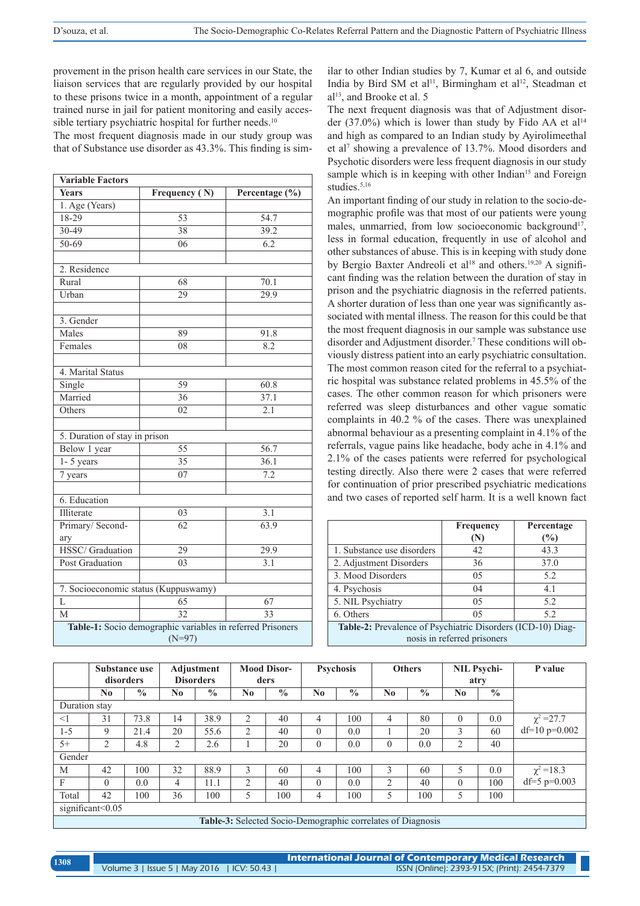provement in the prison health care services in our State, the liaison services that are regularly provided by our hospital to these prisons twice in a month, appointment of a regular trained nurse in jail for patient monitoring and easily accessible tertiary psychiatric hospital for further needs.[10]

The most frequent diagnosis made in our study group was that of Substance use disorder as 43.3%. This finding is similar to other Indian studies by 7, Kumar et al 6, and outside India by Bird SM et al[11], Birmingham et al[12], Steadman et al[13], and Brooke et al. 5

The next frequent diagnosis was that of Adjustment disorder (37.0%) which is lower than study by Fido AA et al[14] and high as compared to an Indian study by Ayirolimeethal et al[7] showing a prevalence of 13.7%. Mood disorders and Psychotic disorders were less frequent diagnosis in our study sample which is in keeping with other Indian[15] and Foreign studies.[5,16]

An important finding of our study in relation to the socio-demographic profile was that most of our patients were young males, unmarried, from low socioeconomic background[17], less in formal education, frequently in use of alcohol and other substances of abuse. This is in keeping with study done by Bergio Baxter Andreoli et al[18] and others.[19,20] A significant finding was the relation between the duration of stay in prison and the psychiatric diagnosis in the referred patients. A shorter duration of less than one year was significantly associated with mental illness. The reason for this could be that the most frequent diagnosis in our sample was substance use disorder and Adjustment disorder.[7] These conditions will obviously distress patient into an early psychiatric consultation. The most common reason cited for the referral to a psychiatric hospital was substance related problems in 45.5% of the cases. The other common reason for which prisoners were referred was sleep disturbances and other vague somatic complaints in 40.2 % of the cases. There was unexplained abnormal behaviour as a presenting complaint in 4.1% of the referrals, vague pains like headache, body ache in 4.1% and 2.1% of the cases patients were referred for psychological testing directly. Also there were 2 cases that were referred for continuation of prior prescribed psychiatric medications and two cases of reported self harm. It is a well known fact

| Variable Factors | | |
|---|---|---|
| **Years** | **Frequency ( N)** | **Percentage (%)** |
| 1. Age (Years) | | |
| 18-29 | 53 | 54.7 |
| 30-49 | 38 | 39.2 |
| 50-69 | 06 | 6.2 |
| | | |
| 2. Residence | | |
| Rural | 68 | 70.1 |
| Urban | 29 | 29.9 |
| | | |
| 3. Gender | | |
| Males | 89 | 91.8 |
| Females | 08 | 8.2 |
| | | |
| 4. Marital Status | | |
| Single | 59 | 60.8 |
| Married | 36 | 37.1 |
| Others | 02 | 2.1 |
| | | |
| 5. Duration of stay in prison | | |
| Below 1 year | 55 | 56.7 |
| 1- 5 years | 35 | 36.1 |
| 7 years | 07 | 7.2 |
| | | |
| 6. Education | | |
| Illiterate | 03 | 3.1 |
| Primary/ Secondary | 62 | 63.9 |
| HSSC/ Graduation | 29 | 29.9 |
| Post Graduation | 03 | 3.1 |
| | | |
| 7. Socioeconomic status (Kuppuswamy) | | |
| L | 65 | 67 |
| M | 32 | 33 |

**Table-1:** Socio demographic variables in referred Prisoners (N=97)

| | Frequency (N) | Percentage (%) |
|---|---|---|
| 1. Substance use disorders | 42 | 43.3 |
| 2. Adjustment Disorders | 36 | 37.0 |
| 3. Mood Disorders | 05 | 5.2 |
| 4. Psychosis | 04 | 4.1 |
| 5. NIL Psychiatry | 05 | 5.2 |
| 6. Others | 05 | 5.2 |

**Table-2:** Prevalence of Psychiatric Disorders (ICD-10) Diagnosis in referred prisoners

| | Substance use disorders | | Adjustment Disorders | | Mood Disorders | | Psychosis | | Others | | NIL Psychiatry | | P value |
|---|---|---|---|---|---|---|---|---|---|---|---|---|---|
| | No | % | No | % | No | % | No | % | No | % | No | % | |
| Duration stay | | | | | | | | | | | | | |
| <1 | 31 | 73.8 | 14 | 38.9 | 2 | 40 | 4 | 100 | 4 | 80 | 0 | 0.0 | $\chi^2$ =27.7 df=10 p=0.002 |
| 1-5 | 9 | 21.4 | 20 | 55.6 | 2 | 40 | 0 | 0.0 | 1 | 20 | 3 | 60 | |
| 5+ | 2 | 4.8 | 2 | 2.6 | 1 | 20 | 0 | 0.0 | 0 | 0.0 | 2 | 40 | |
| Gender | | | | | | | | | | | | | |
| M | 42 | 100 | 32 | 88.9 | 3 | 60 | 4 | 100 | 3 | 60 | 5 | 0.0 | $\chi^2$ =18.3 df=5 p=0.003 |
| F | 0 | 0.0 | 4 | 11.1 | 2 | 40 | 0 | 0.0 | 2 | 40 | 0 | 100 | |
| Total | 42 | 100 | 36 | 100 | 5 | 100 | 4 | 100 | 5 | 100 | 5 | 100 | |
| significant<0.05 | | | | | | | | | | | | | |

**Table-3:** Selected Socio-Demographic correlates of Diagnosis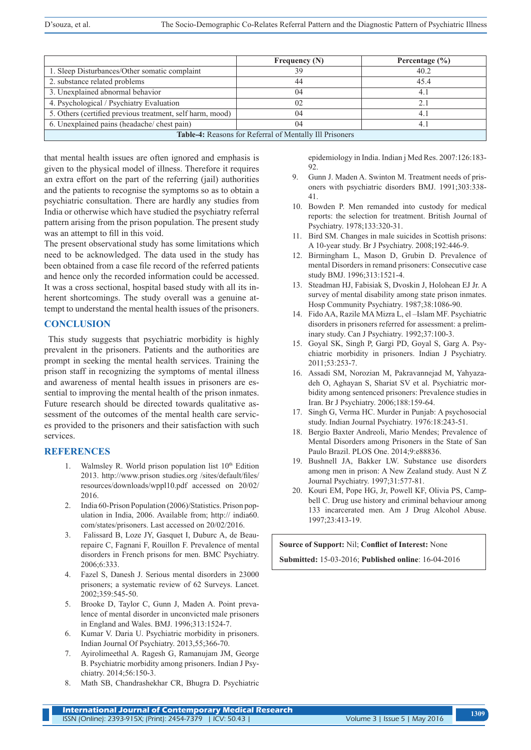| | Frequency (N) | Percentage (%) |
|---|---|---|
| 1. Sleep Disturbances/Other somatic complaint | 39 | 40.2 |
| 2. substance related problems | 44 | 45.4 |
| 3. Unexplained abnormal behavior | 04 | 4.1 |
| 4. Psychological / Psychiatry Evaluation | 02 | 2.1 |
| 5. Others (certified previous treatment, self harm, mood) | 04 | 4.1 |
| 6. Unexplained pains (headache/ chest pain) | 04 | 4.1 |

**Table-4:** Reasons for Referral of Mentally Ill Prisoners

that mental health issues are often ignored and emphasis is given to the physical model of illness. Therefore it requires an extra effort on the part of the referring (jail) authorities and the patients to recognise the symptoms so as to obtain a psychiatric consultation. There are hardly any studies from India or otherwise which have studied the psychiatry referral pattern arising from the prison population. The present study was an attempt to fill in this void.

The present observational study has some limitations which need to be acknowledged. The data used in the study has been obtained from a case file record of the referred patients and hence only the recorded information could be accessed. It was a cross sectional, hospital based study with all its inherent shortcomings. The study overall was a genuine attempt to understand the mental health issues of the prisoners.

## CONCLUSION

This study suggests that psychiatric morbidity is highly prevalent in the prisoners. Patients and the authorities are prompt in seeking the mental health services. Training the prison staff in recognizing the symptoms of mental illness and awareness of mental health issues in prisoners are essential to improving the mental health of the prison inmates. Future research should be directed towards qualitative assessment of the outcomes of the mental health care services provided to the prisoners and their satisfaction with such services.

## REFERENCES

1. Walmsley R. World prison population list 10th Edition 2013. http://www.prison studies.org /sites/default/files/ resources/downloads/wppl10.pdf accessed on 20/02/ 2016.
2. India 60-Prison Population (2006)/Statistics. Prison population in India, 2006. Available from; http:// india60. com/states/prisoners. Last accessed on 20/02/2016.
3. Falissard B, Loze JY, Gasquet I, Duburc A, de Beaurepaire C, Fagnani F, Rouillon F. Prevalence of mental disorders in French prisons for men. BMC Psychiatry. 2006;6:333.
4. Fazel S, Danesh J. Serious mental disorders in 23000 prisoners; a systematic review of 62 Surveys. Lancet. 2002;359:545-50.
5. Brooke D, Taylor C, Gunn J, Maden A. Point prevalence of mental disorder in unconvicted male prisoners in England and Wales. BMJ. 1996;313:1524-7.
6. Kumar V. Daria U. Psychiatric morbidity in prisoners. Indian Journal Of Psychiatry. 2013,55;366-70.
7. Ayirolimeethal A. Ragesh G, Ramanujam JM, George B. Psychiatric morbidity among prisoners. Indian J Psychiatry. 2014;56:150-3.
8. Math SB, Chandrashekhar CR, Bhugra D. Psychiatric epidemiology in India. Indian j Med Res. 2007:126:183-92.
9. Gunn J. Maden A. Swinton M. Treatment needs of prisoners with psychiatric disorders BMJ. 1991;303:338-41.
10. Bowden P. Men remanded into custody for medical reports: the selection for treatment. British Journal of Psychiatry. 1978;133:320-31.
11. Bird SM. Changes in male suicides in Scottish prisons: A 10-year study. Br J Psychiatry. 2008;192:446-9.
12. Birmingham L, Mason D, Grubin D. Prevalence of mental Disorders in remand prisoners: Consecutive case study BMJ. 1996;313:1521-4.
13. Steadman HJ, Fabisiak S, Dvoskin J, Holohean EJ Jr. A survey of mental disability among state prison inmates. Hosp Community Psychiatry. 1987;38:1086-90.
14. Fido AA, Razile MA Mizra L, el –Islam MF. Psychiatric disorders in prisoners referred for assessment: a preliminary study. Can J Psychiatry. 1992;37:100-3.
15. Goyal SK, Singh P, Gargi PD, Goyal S, Garg A. Psychiatric morbidity in prisoners. Indian J Psychiatry. 2011;53:253-7.
16. Assadi SM, Norozian M, Pakravannejad M, Yahyazadeh O, Aghayan S, Shariat SV et al. Psychiatric morbidity among sentenced prisoners: Prevalence studies in Iran. Br J Psychiatry. 2006;188:159-64.
17. Singh G, Verma HC. Murder in Punjab: A psychosocial study. Indian Journal Psychiatry. 1976:18:243-51.
18. Bergio Baxter Andreoli, Mario Mendes; Prevalence of Mental Disorders among Prisoners in the State of San Paulo Brazil. PLOS One. 2014;9:e88836.
19. Bushnell JA, Bakker LW. Substance use disorders among men in prison: A New Zealand study. Aust N Z Journal Psychiatry. 1997;31:577-81.
20. Kouri EM, Pope HG, Jr, Powell KF, Olivia PS, Campbell C. Drug use history and criminal behaviour among 133 incarcerated men. Am J Drug Alcohol Abuse. 1997;23:413-19.

**Source of Support:** Nil; **Conflict of Interest:** None

**Submitted:** 15-03-2016; **Published online**: 16-04-2016